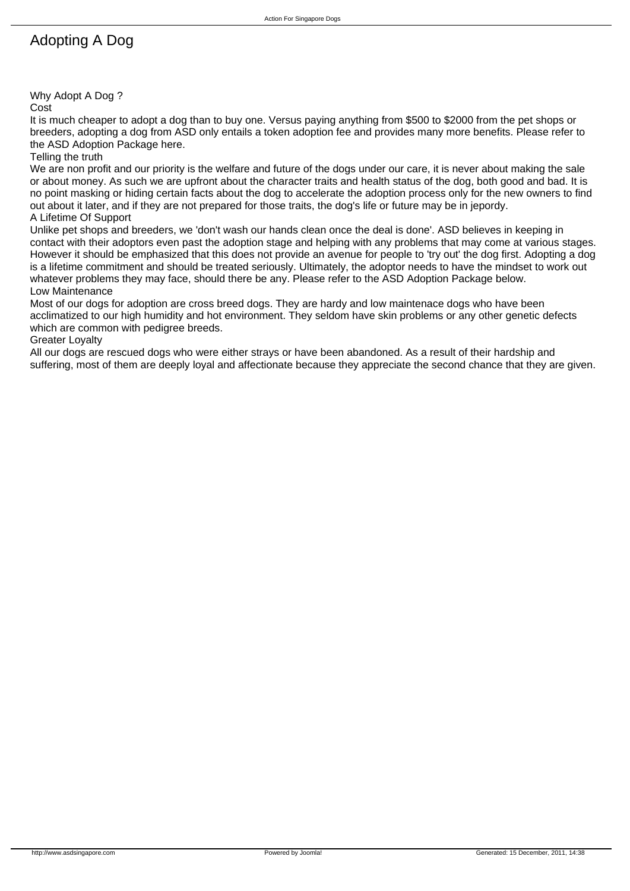# Adopting A Dog

## Why Adopt A Dog ?

### Cost

It is much cheaper to adopt a dog than to buy one. Versus paying anything from $500 to $2000 from the pet shops or breeders, adopting a dog from ASD only entails a token adoption fee and provides many more benefits. Please refer to the ASD Adoption Package here.

### Telling the truth

We are non profit and our priority is the welfare and future of the dogs under our care, it is never about making the sale or about money. As such we are upfront about the character traits and health status of the dog, both good and bad. It is no point masking or hiding certain facts about the dog to accelerate the adoption process only for the new owners to find out about it later, and if they are not prepared for those traits, the dog's life or future may be in jepordy.

### A Lifetime Of Support

Unlike pet shops and breeders, we 'don't wash our hands clean once the deal is done'. ASD believes in keeping in contact with their adoptors even past the adoption stage and helping with any problems that may come at various stages. However it should be emphasized that this does not provide an avenue for people to 'try out' the dog first. Adopting a dog is a lifetime commitment and should be treated seriously. Ultimately, the adoptor needs to have the mindset to work out whatever problems they may face, should there be any. Please refer to the ASD Adoption Package below.

### Low Maintenance

Most of our dogs for adoption are cross breed dogs. They are hardy and low maintenace dogs who have been acclimatized to our high humidity and hot environment. They seldom have skin problems or any other genetic defects which are common with pedigree breeds.

### Greater Loyalty

All our dogs are rescued dogs who were either strays or have been abandoned. As a result of their hardship and suffering, most of them are deeply loyal and affectionate because they appreciate the second chance that they are given.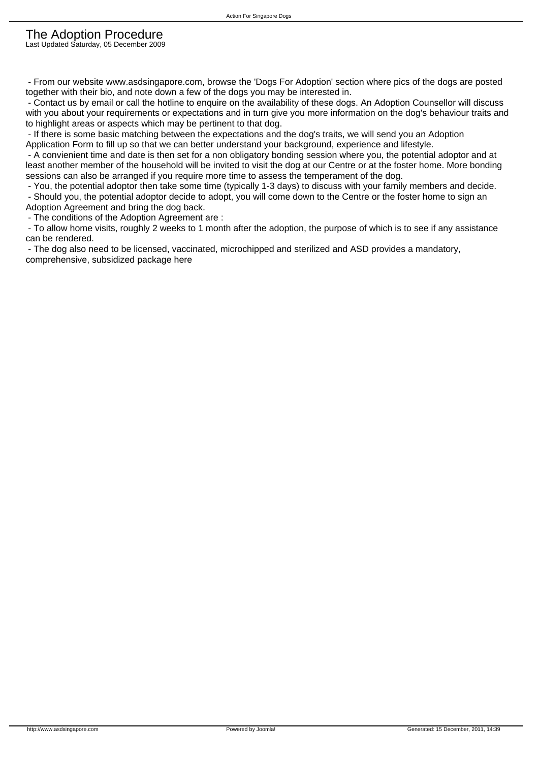# The Adoption Procedure

Last Updated Saturday, 05 December 2009

- From our website www.asdsingapore.com, browse the 'Dogs For Adoption' section where pics of the dogs are posted together with their bio, and note down a few of the dogs you may be interested in.
- Contact us by email or call the hotline to enquire on the availability of these dogs. An Adoption Counsellor will discuss with you about your requirements or expectations and in turn give you more information on the dog's behaviour traits and to highlight areas or aspects which may be pertinent to that dog.
- If there is some basic matching between the expectations and the dog's traits, we will send you an Adoption Application Form to fill up so that we can better understand your background, experience and lifestyle.
- A convienient time and date is then set for a non obligatory bonding session where you, the potential adoptor and at least another member of the household will be invited to visit the dog at our Centre or at the foster home. More bonding sessions can also be arranged if you require more time to assess the temperament of the dog.
- You, the potential adoptor then take some time (typically 1-3 days) to discuss with your family members and decide.
- Should you, the potential adoptor decide to adopt, you will come down to the Centre or the foster home to sign an Adoption Agreement and bring the dog back.
- The conditions of the Adoption Agreement are :
- To allow home visits, roughly 2 weeks to 1 month after the adoption, the purpose of which is to see if any assistance can be rendered.
- The dog also need to be licensed, vaccinated, microchipped and sterilized and ASD provides a mandatory, comprehensive, subsidized package here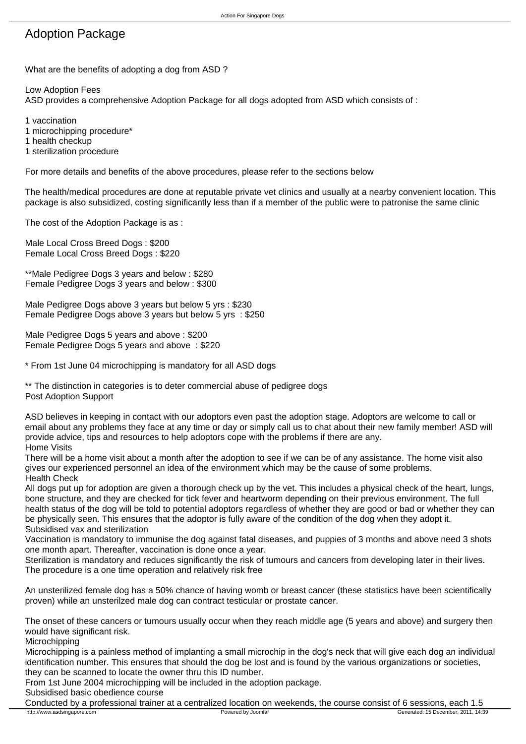# Adoption Package

What are the benefits of adopting a dog from ASD ?

Low Adoption Fees

ASD provides a comprehensive Adoption Package for all dogs adopted from ASD which consists of :

1 vaccination
1 microchipping procedure*
1 health checkup
1 sterilization procedure

For more details and benefits of the above procedures, please refer to the sections below

The health/medical procedures are done at reputable private vet clinics and usually at a nearby convenient location. This package is also subsidized, costing significantly less than if a member of the public were to patronise the same clinic

The cost of the Adoption Package is as :

Male Local Cross Breed Dogs : $200
Female Local Cross Breed Dogs : $220

**Male Pedigree Dogs 3 years and below : $280
Female Pedigree Dogs 3 years and below : $300

Male Pedigree Dogs above 3 years but below 5 yrs : $230
Female Pedigree Dogs above 3 years but below 5 yrs : $250

Male Pedigree Dogs 5 years and above : $200
Female Pedigree Dogs 5 years and above : $220

* From 1st June 04 microchipping is mandatory for all ASD dogs

** The distinction in categories is to deter commercial abuse of pedigree dogs

Post Adoption Support

ASD believes in keeping in contact with our adoptors even past the adoption stage. Adoptors are welcome to call or email about any problems they face at any time or day or simply call us to chat about their new family member! ASD will provide advice, tips and resources to help adoptors cope with the problems if there are any.

Home Visits

There will be a home visit about a month after the adoption to see if we can be of any assistance. The home visit also gives our experienced personnel an idea of the environment which may be the cause of some problems.

Health Check

All dogs put up for adoption are given a thorough check up by the vet. This includes a physical check of the heart, lungs, bone structure, and they are checked for tick fever and heartworm depending on their previous environment. The full health status of the dog will be told to potential adoptors regardless of whether they are good or bad or whether they can be physically seen. This ensures that the adoptor is fully aware of the condition of the dog when they adopt it.

Subsidised vax and sterilization

Vaccination is mandatory to immunise the dog against fatal diseases, and puppies of 3 months and above need 3 shots one month apart. Thereafter, vaccination is done once a year.

Sterilization is mandatory and reduces significantly the risk of tumours and cancers from developing later in their lives. The procedure is a one time operation and relatively risk free

An unsterilized female dog has a 50% chance of having womb or breast cancer (these statistics have been scientifically proven) while an unsterilzed male dog can contract testicular or prostate cancer.

The onset of these cancers or tumours usually occur when they reach middle age (5 years and above) and surgery then would have significant risk.

Microchipping

Microchipping is a painless method of implanting a small microchip in the dog's neck that will give each dog an individual identification number. This ensures that should the dog be lost and is found by the various organizations or societies, they can be scanned to locate the owner thru this ID number.

From 1st June 2004 microchipping will be included in the adoption package.

Subsidised basic obedience course

Conducted by a professional trainer at a centralized location on weekends, the course consist of 6 sessions, each 1.5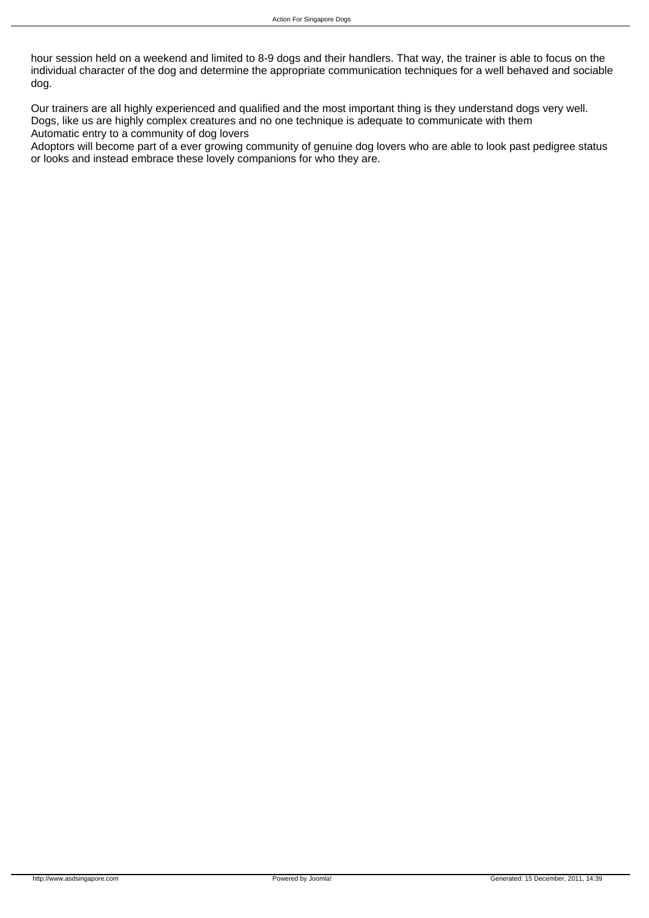hour session held on a weekend and limited to 8-9 dogs and their handlers. That way, the trainer is able to focus on the individual character of the dog and determine the appropriate communication techniques for a well behaved and sociable dog.

Our trainers are all highly experienced and qualified and the most important thing is they understand dogs very well. Dogs, like us are highly complex creatures and no one technique is adequate to communicate with them
Automatic entry to a community of dog lovers
Adoptors will become part of a ever growing community of genuine dog lovers who are able to look past pedigree status or looks and instead embrace these lovely companions for who they are.